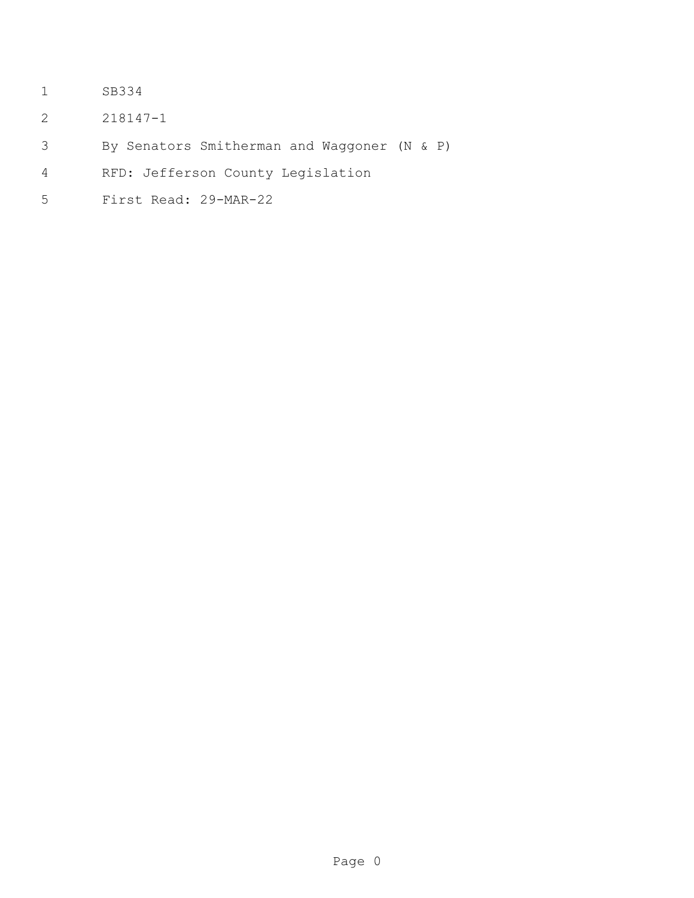SB334

218147-1

By Senators Smitherman and Waggoner (N & P)

RFD: Jefferson County Legislation

First Read: 29-MAR-22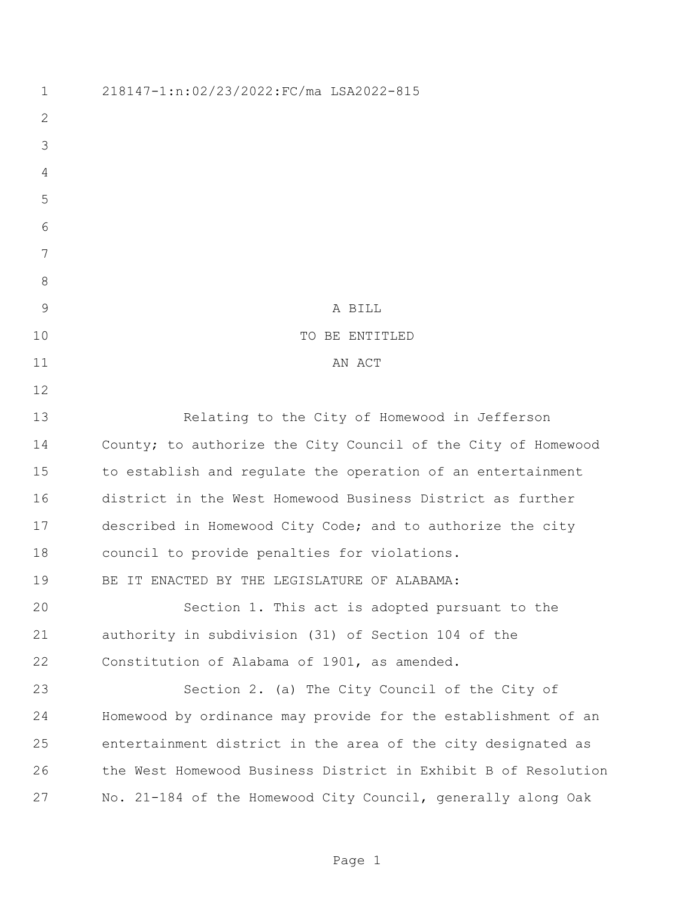218147-1:n:02/23/2022:FC/ma LSA2022-815

A BILL

TO BE ENTITLED

AN ACT

Relating to the City of Homewood in Jefferson County; to authorize the City Council of the City of Homewood to establish and regulate the operation of an entertainment district in the West Homewood Business District as further described in Homewood City Code; and to authorize the city council to provide penalties for violations.

BE IT ENACTED BY THE LEGISLATURE OF ALABAMA:

Section 1. This act is adopted pursuant to the authority in subdivision (31) of Section 104 of the Constitution of Alabama of 1901, as amended.

Section 2. (a) The City Council of the City of Homewood by ordinance may provide for the establishment of an entertainment district in the area of the city designated as the West Homewood Business District in Exhibit B of Resolution No. 21-184 of the Homewood City Council, generally along Oak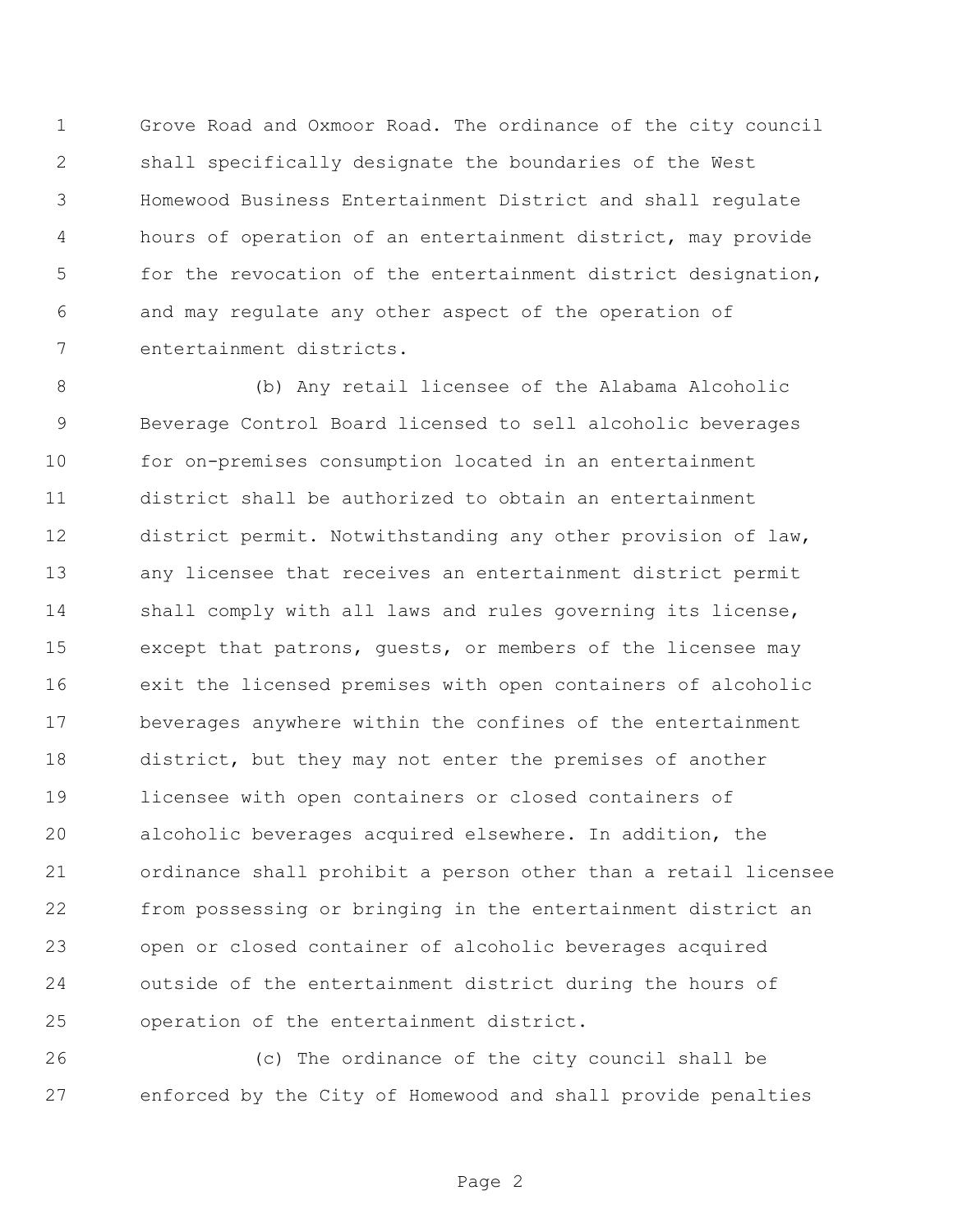Grove Road and Oxmoor Road. The ordinance of the city council shall specifically designate the boundaries of the West Homewood Business Entertainment District and shall regulate hours of operation of an entertainment district, may provide for the revocation of the entertainment district designation, and may regulate any other aspect of the operation of entertainment districts.

(b) Any retail licensee of the Alabama Alcoholic Beverage Control Board licensed to sell alcoholic beverages for on-premises consumption located in an entertainment district shall be authorized to obtain an entertainment district permit. Notwithstanding any other provision of law, any licensee that receives an entertainment district permit shall comply with all laws and rules governing its license, except that patrons, guests, or members of the licensee may exit the licensed premises with open containers of alcoholic beverages anywhere within the confines of the entertainment district, but they may not enter the premises of another licensee with open containers or closed containers of alcoholic beverages acquired elsewhere. In addition, the ordinance shall prohibit a person other than a retail licensee from possessing or bringing in the entertainment district an open or closed container of alcoholic beverages acquired outside of the entertainment district during the hours of operation of the entertainment district.

(c) The ordinance of the city council shall be enforced by the City of Homewood and shall provide penalties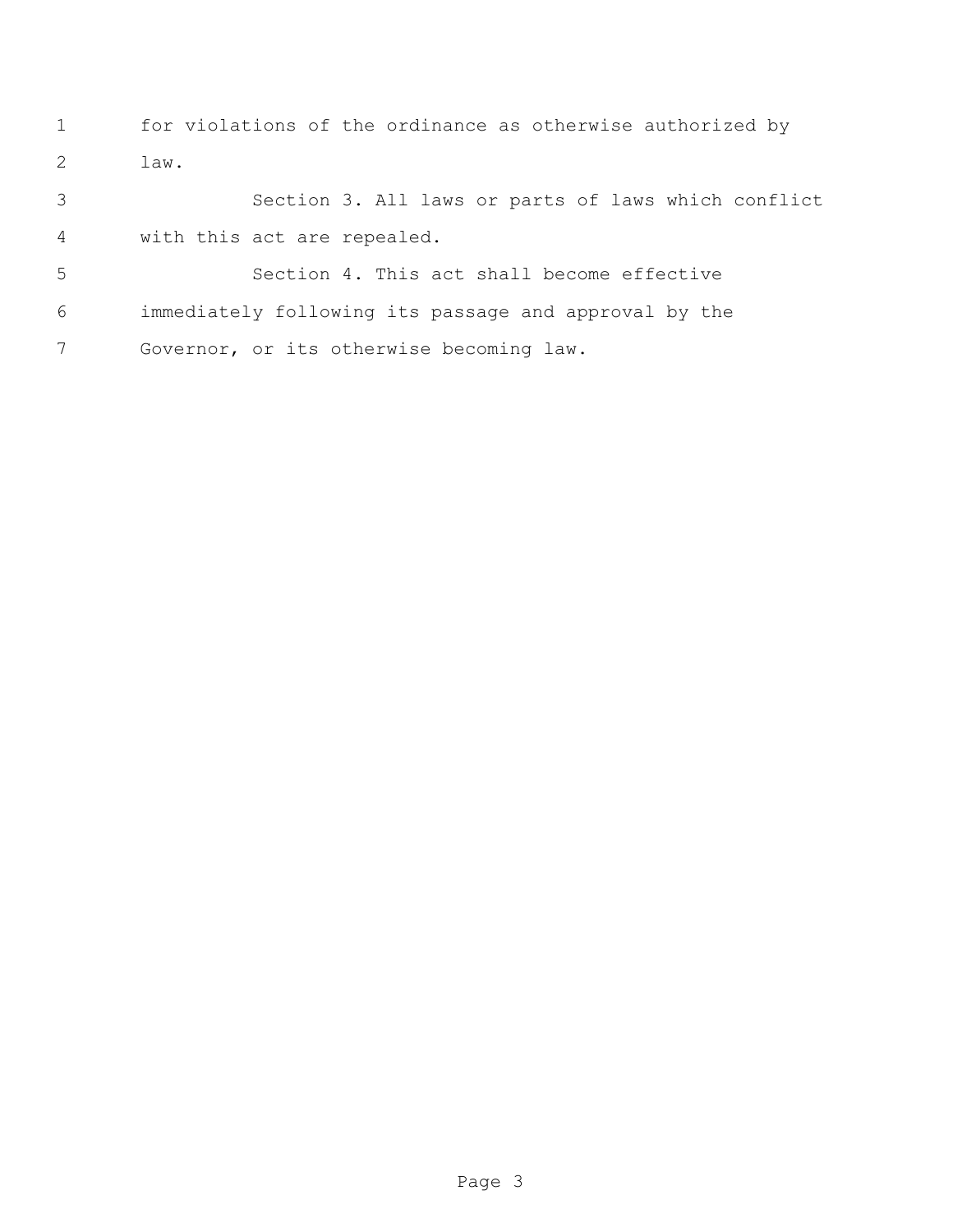for violations of the ordinance as otherwise authorized by law.

Section 3. All laws or parts of laws which conflict with this act are repealed.

Section 4. This act shall become effective immediately following its passage and approval by the Governor, or its otherwise becoming law.